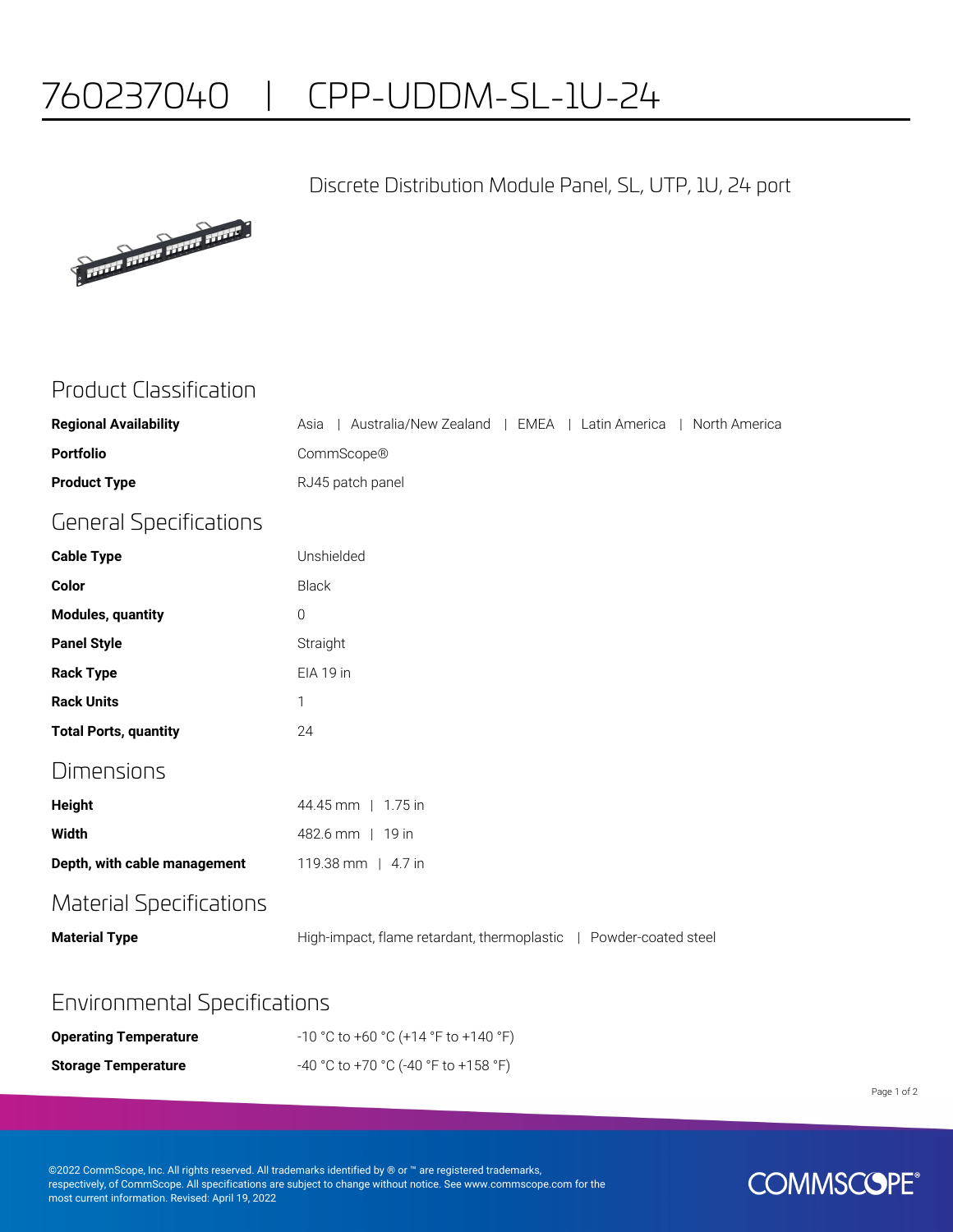# 760237040 | CPP-UDDM-SL-1U-24

Discrete Distribution Module Panel, SL, UTP, 1U, 24 port

## Product Classification

| | |
|---|---|
| **Regional Availability** | Asia \| Australia/New Zealand \| EMEA \| Latin America \| North America |
| **Portfolio** | CommScope® |
| **Product Type** | RJ45 patch panel |

## General Specifications

| | |
|---|---|
| **Cable Type** | Unshielded |
| **Color** | Black |
| **Modules, quantity** | 0 |
| **Panel Style** | Straight |
| **Rack Type** | EIA 19 in |
| **Rack Units** | 1 |
| **Total Ports, quantity** | 24 |

## Dimensions

| | |
|---|---|
| **Height** | 44.45 mm \| 1.75 in |
| **Width** | 482.6 mm \| 19 in |
| **Depth, with cable management** | 119.38 mm \| 4.7 in |

## Material Specifications

| | |
|---|---|
| **Material Type** | High-impact, flame retardant, thermoplastic \| Powder-coated steel |

## Environmental Specifications

| | |
|---|---|
| **Operating Temperature** | -10 °C to +60 °C (+14 °F to +140 °F) |
| **Storage Temperature** | -40 °C to +70 °C (-40 °F to +158 °F) |

©2022 CommScope, Inc. All rights reserved. All trademarks identified by ® or ™ are registered trademarks, respectively, of CommScope. All specifications are subject to change without notice. See www.commscope.com for the most current information. Revised: April 19, 2022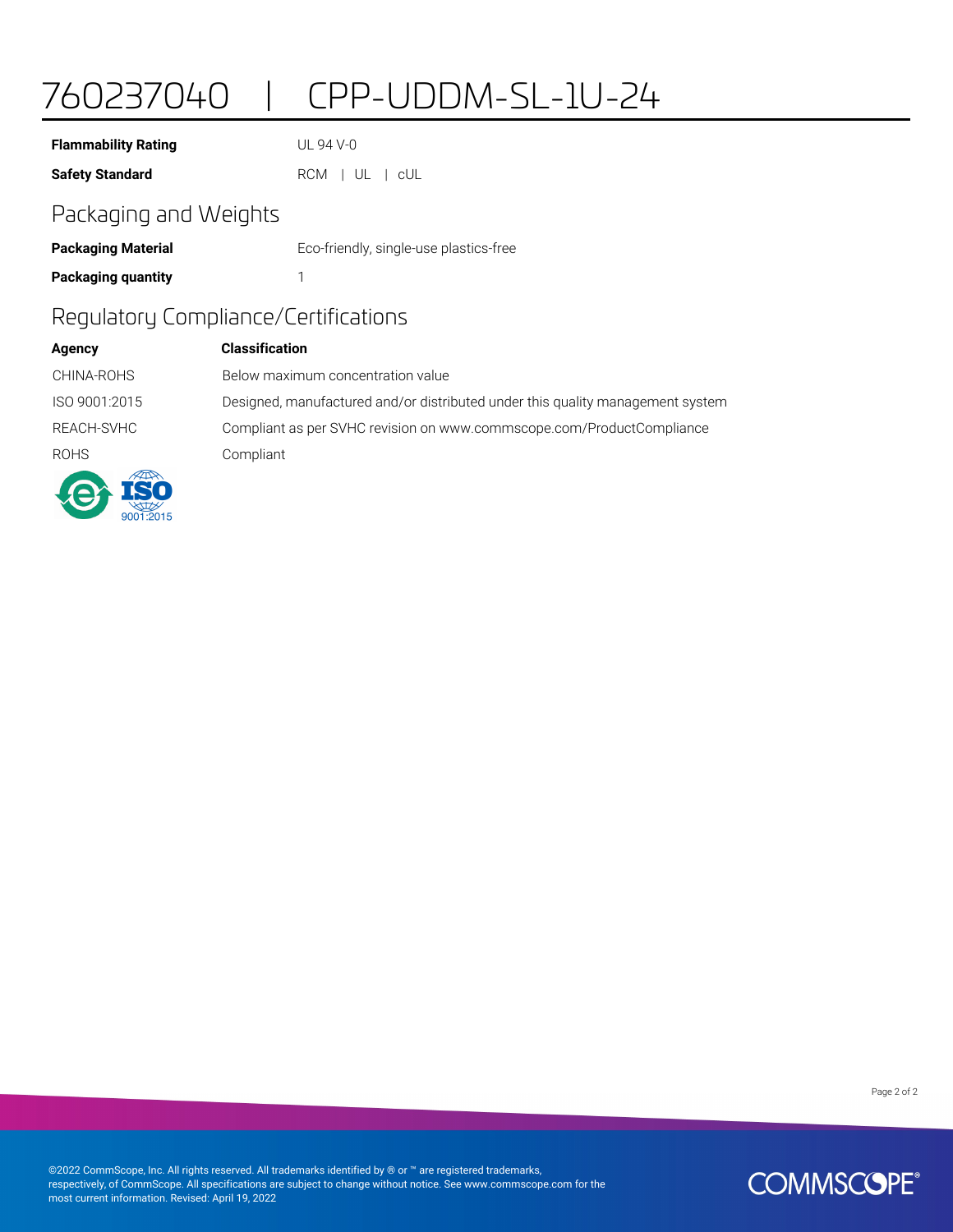# 760237040 | CPP-UDDM-SL-1U-24

| | |
|---|---|
| **Flammability Rating** | UL 94 V-0 |
| **Safety Standard** | RCM \| UL \| cUL |

## Packaging and Weights

| | |
|---|---|
| **Packaging Material** | Eco-friendly, single-use plastics-free |
| **Packaging quantity** | 1 |

## Regulatory Compliance/Certifications

| Agency | Classification |
|---|---|
| CHINA-ROHS | Below maximum concentration value |
| ISO 9001:2015 | Designed, manufactured and/or distributed under this quality management system |
| REACH-SVHC | Compliant as per SVHC revision on www.commscope.com/ProductCompliance |
| ROHS | Compliant |

©2022 CommScope, Inc. All rights reserved. All trademarks identified by ® or ™ are registered trademarks, respectively, of CommScope. All specifications are subject to change without notice. See www.commscope.com for the most current information. Revised: April 19, 2022